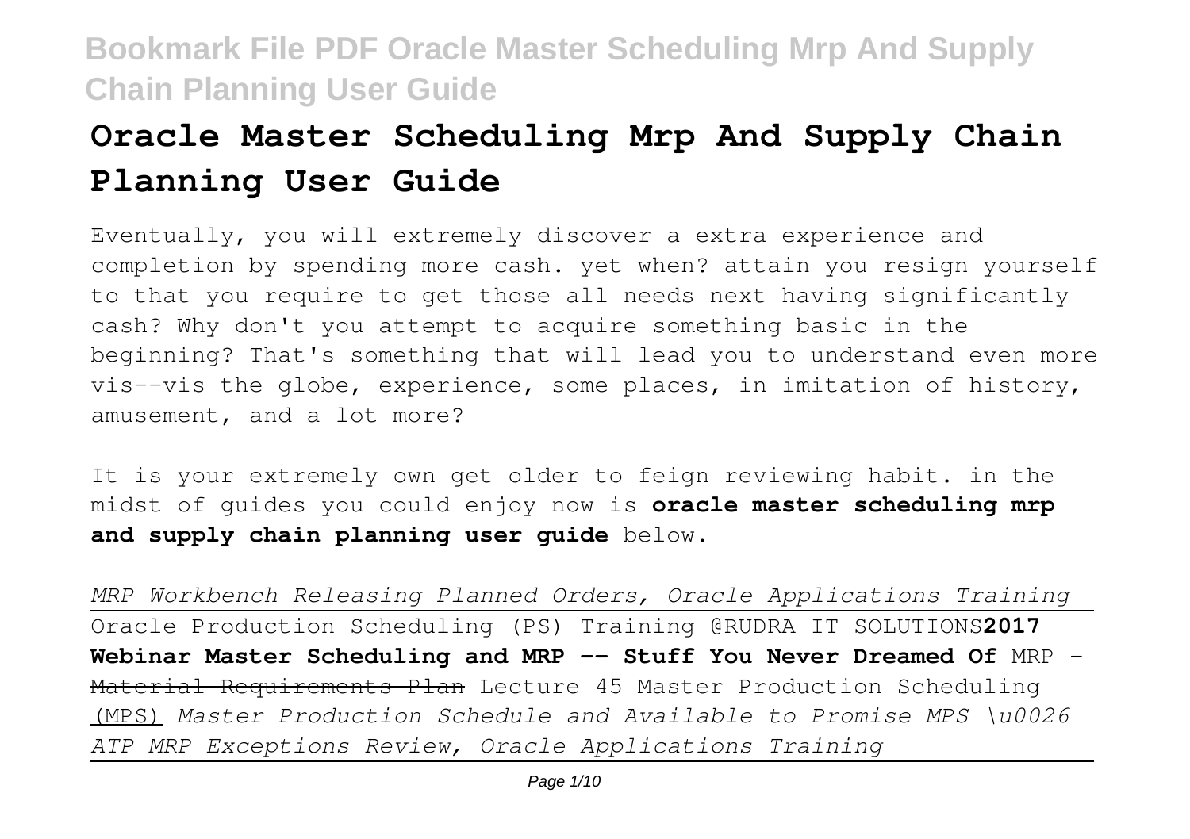# Oracle Master Scheduling Mrp And Supply Chain Planning User Guide

Eventually, you will extremely discover a extra experience and completion by spending more cash. yet when? attain you resign yourself to that you require to get those all needs next having significantly cash? Why don't you attempt to acquire something basic in the beginning? That's something that will lead you to understand even more vis--vis the globe, experience, some places, in imitation of history, amusement, and a lot more?

It is your extremely own get older to feign reviewing habit. in the midst of guides you could enjoy now is **oracle master scheduling mrp and supply chain planning user guide** below.

*MRP Workbench Releasing Planned Orders, Oracle Applications Training*

Oracle Production Scheduling (PS) Training @RUDRA IT SOLUTIONS**2017 Webinar Master Scheduling and MRP -- Stuff You Never Dreamed Of** ~~MRP - Material Requirements Plan~~ Lecture 45 Master Production Scheduling (MPS) *Master Production Schedule and Available to Promise MPS \u0026 ATP MRP Exceptions Review, Oracle Applications Training*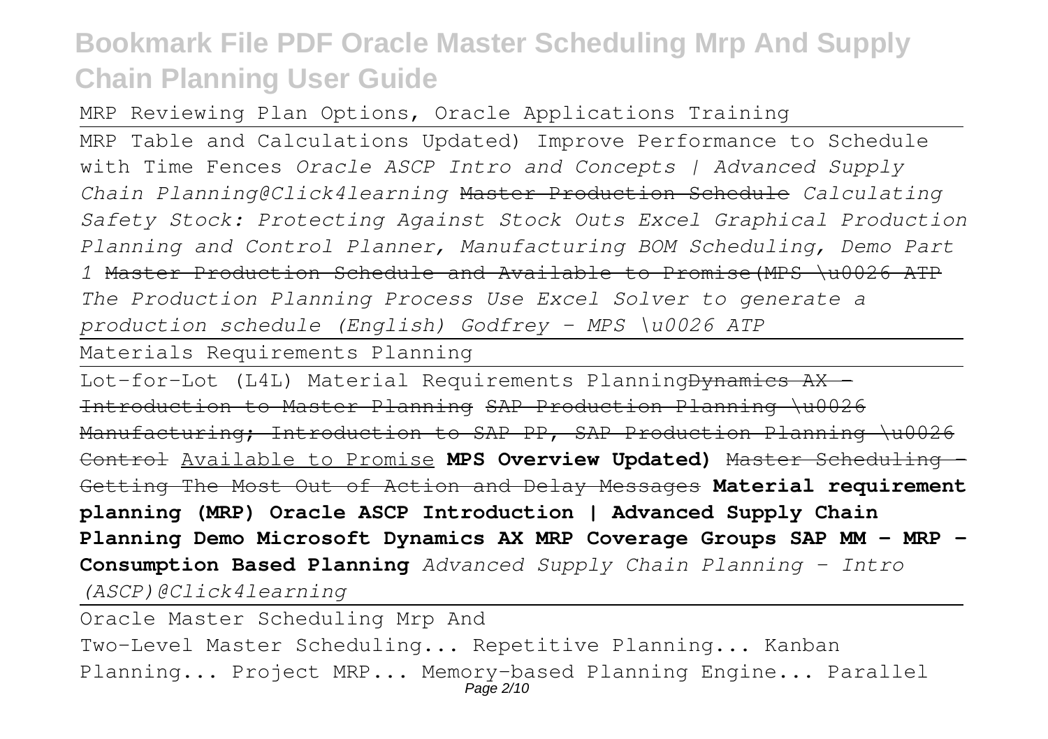MRP Reviewing Plan Options, Oracle Applications Training

MRP Table and Calculations Updated) Improve Performance to Schedule with Time Fences *Oracle ASCP Intro and Concepts | Advanced Supply Chain Planning@Click4learning* ~~Master Production Schedule~~ *Calculating Safety Stock: Protecting Against Stock Outs Excel Graphical Production Planning and Control Planner, Manufacturing BOM Scheduling, Demo Part 1* ~~Master Production Schedule and Available to Promise(MPS \u0026 ATP~~ *The Production Planning Process Use Excel Solver to generate a production schedule (English) Godfrey - MPS \u0026 ATP*

Materials Requirements Planning

Lot-for-Lot (L4L) Material Requirements Planning~~Dynamics AX - Introduction to Master Planning~~ ~~SAP Production Planning \u0026 Manufacturing; Introduction to SAP PP, SAP Production Planning \u0026 Control~~ Available to Promise **MPS Overview Updated)** ~~Master Scheduling - Getting The Most Out of Action and Delay Messages~~ **Material requirement planning (MRP) Oracle ASCP Introduction | Advanced Supply Chain Planning Demo Microsoft Dynamics AX MRP Coverage Groups SAP MM - MRP - Consumption Based Planning** *Advanced Supply Chain Planning - Intro (ASCP)@Click4learning*

Oracle Master Scheduling Mrp And

Two-Level Master Scheduling... Repetitive Planning... Kanban Planning... Project MRP... Memory-based Planning Engine... Parallel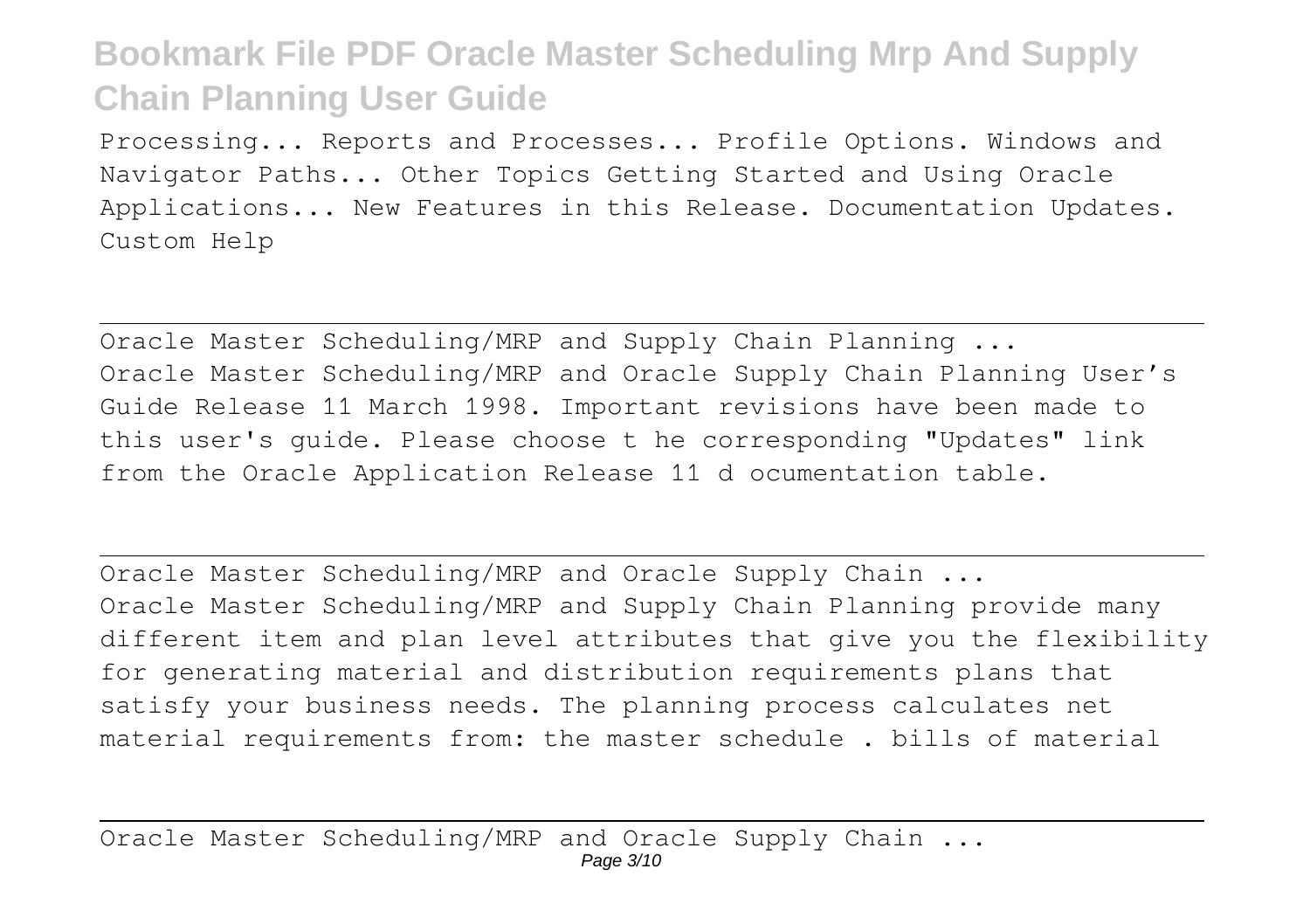Processing... Reports and Processes... Profile Options. Windows and Navigator Paths... Other Topics Getting Started and Using Oracle Applications... New Features in this Release. Documentation Updates. Custom Help

---

Oracle Master Scheduling/MRP and Supply Chain Planning ...

Oracle Master Scheduling/MRP and Oracle Supply Chain Planning User's Guide Release 11 March 1998. Important revisions have been made to this user's guide. Please choose t he corresponding "Updates" link from the Oracle Application Release 11 d ocumentation table.

---

Oracle Master Scheduling/MRP and Oracle Supply Chain ...

Oracle Master Scheduling/MRP and Supply Chain Planning provide many different item and plan level attributes that give you the flexibility for generating material and distribution requirements plans that satisfy your business needs. The planning process calculates net material requirements from: the master schedule . bills of material

---

Oracle Master Scheduling/MRP and Oracle Supply Chain ...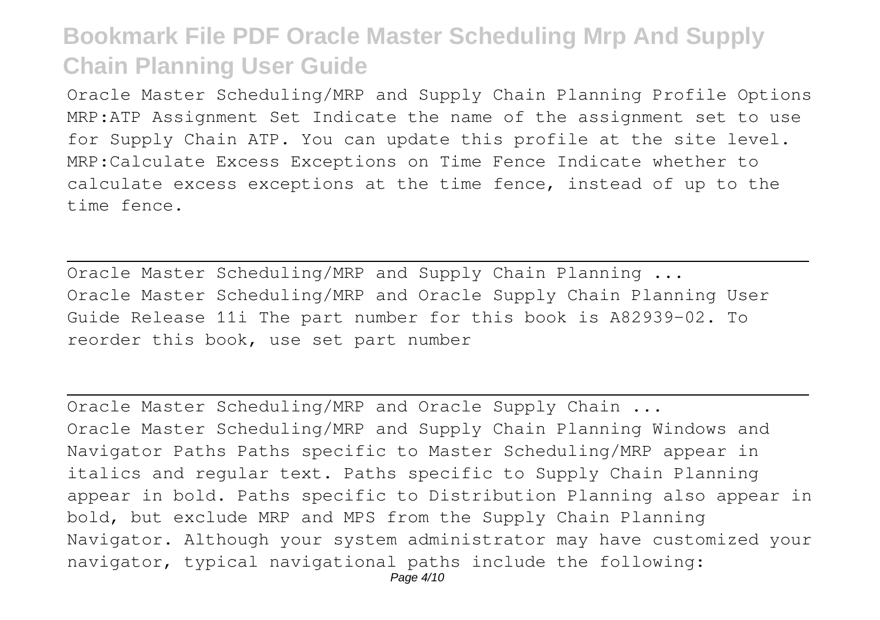Oracle Master Scheduling/MRP and Supply Chain Planning Profile Options MRP:ATP Assignment Set Indicate the name of the assignment set to use for Supply Chain ATP. You can update this profile at the site level. MRP:Calculate Excess Exceptions on Time Fence Indicate whether to calculate excess exceptions at the time fence, instead of up to the time fence.

---

## Oracle Master Scheduling/MRP and Supply Chain Planning ...

Oracle Master Scheduling/MRP and Oracle Supply Chain Planning User Guide Release 11i The part number for this book is A82939-02. To reorder this book, use set part number

---

## Oracle Master Scheduling/MRP and Oracle Supply Chain ...

Oracle Master Scheduling/MRP and Supply Chain Planning Windows and Navigator Paths Paths specific to Master Scheduling/MRP appear in italics and regular text. Paths specific to Supply Chain Planning appear in bold. Paths specific to Distribution Planning also appear in bold, but exclude MRP and MPS from the Supply Chain Planning Navigator. Although your system administrator may have customized your navigator, typical navigational paths include the following: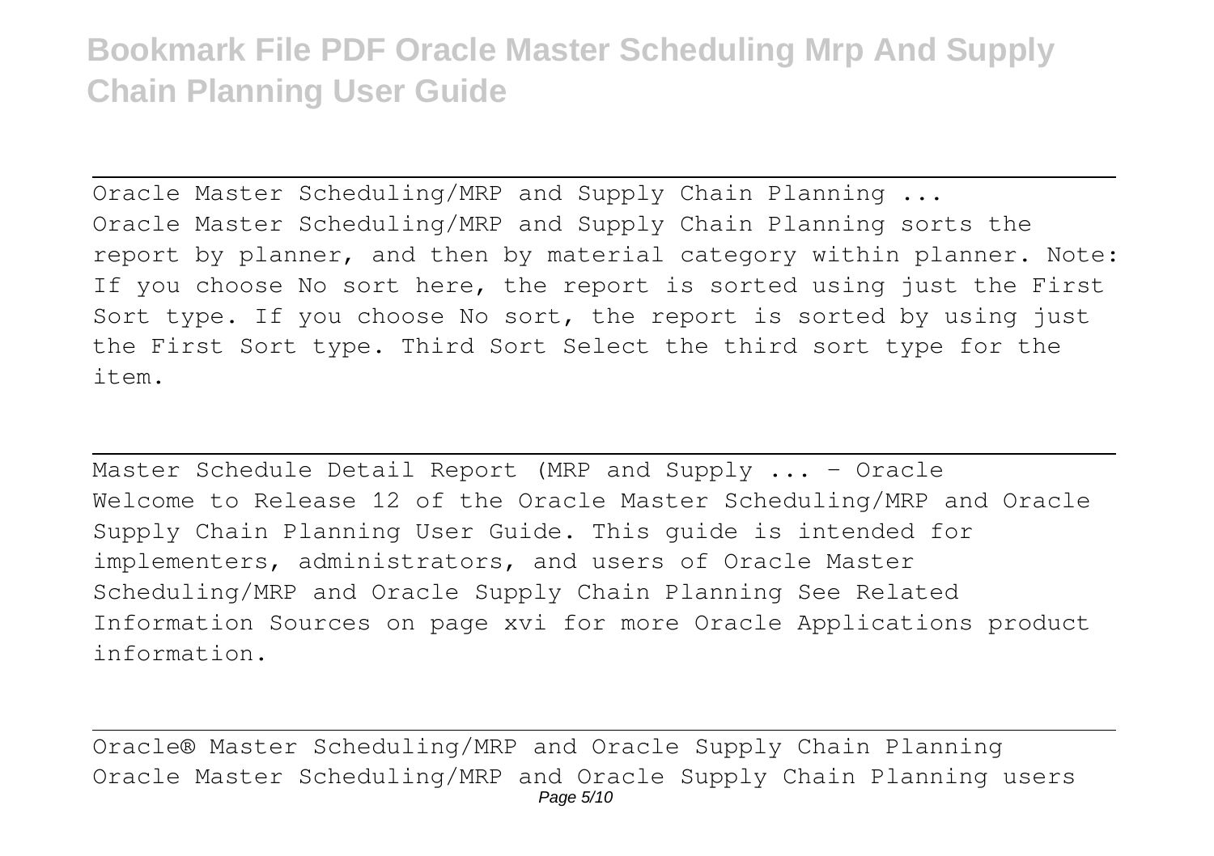Oracle Master Scheduling/MRP and Supply Chain Planning ...
Oracle Master Scheduling/MRP and Supply Chain Planning sorts the report by planner, and then by material category within planner. Note: If you choose No sort here, the report is sorted using just the First Sort type. If you choose No sort, the report is sorted by using just the First Sort type. Third Sort Select the third sort type for the item.

Master Schedule Detail Report (MRP and Supply ... - Oracle
Welcome to Release 12 of the Oracle Master Scheduling/MRP and Oracle Supply Chain Planning User Guide. This guide is intended for implementers, administrators, and users of Oracle Master Scheduling/MRP and Oracle Supply Chain Planning See Related Information Sources on page xvi for more Oracle Applications product information.

Oracle® Master Scheduling/MRP and Oracle Supply Chain Planning
Oracle Master Scheduling/MRP and Oracle Supply Chain Planning users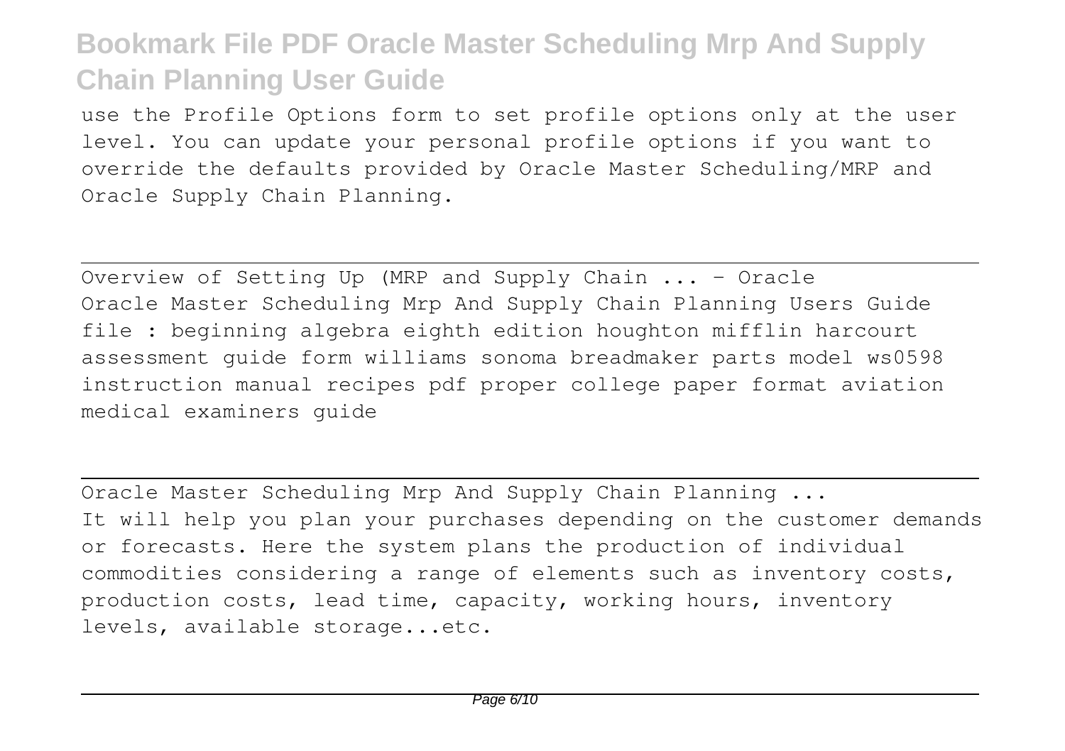use the Profile Options form to set profile options only at the user level. You can update your personal profile options if you want to override the defaults provided by Oracle Master Scheduling/MRP and Oracle Supply Chain Planning.

---

## Overview of Setting Up (MRP and Supply Chain ... - Oracle

Oracle Master Scheduling Mrp And Supply Chain Planning Users Guide file : beginning algebra eighth edition houghton mifflin harcourt assessment guide form williams sonoma breadmaker parts model ws0598 instruction manual recipes pdf proper college paper format aviation medical examiners guide

---

## Oracle Master Scheduling Mrp And Supply Chain Planning ...

It will help you plan your purchases depending on the customer demands or forecasts. Here the system plans the production of individual commodities considering a range of elements such as inventory costs, production costs, lead time, capacity, working hours, inventory levels, available storage...etc.

---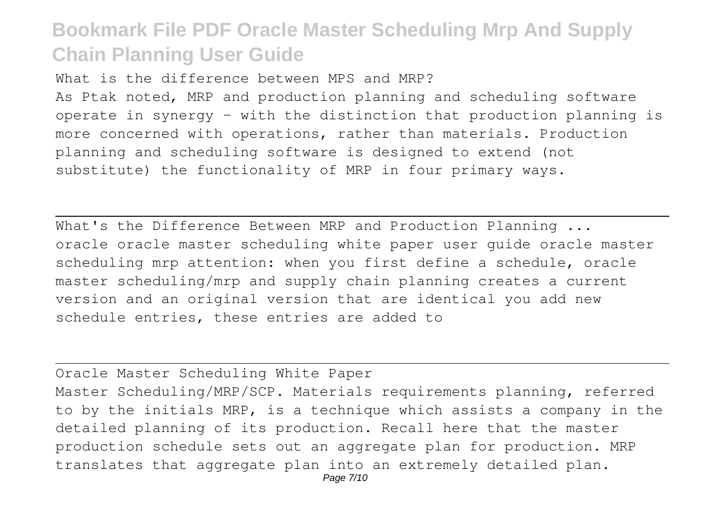What is the difference between MPS and MRP?

As Ptak noted, MRP and production planning and scheduling software operate in synergy – with the distinction that production planning is more concerned with operations, rather than materials. Production planning and scheduling software is designed to extend (not substitute) the functionality of MRP in four primary ways.

---

What's the Difference Between MRP and Production Planning ...

oracle oracle master scheduling white paper user guide oracle master scheduling mrp attention: when you first define a schedule, oracle master scheduling/mrp and supply chain planning creates a current version and an original version that are identical you add new schedule entries, these entries are added to

---

Oracle Master Scheduling White Paper

Master Scheduling/MRP/SCP. Materials requirements planning, referred to by the initials MRP, is a technique which assists a company in the detailed planning of its production. Recall here that the master production schedule sets out an aggregate plan for production. MRP translates that aggregate plan into an extremely detailed plan.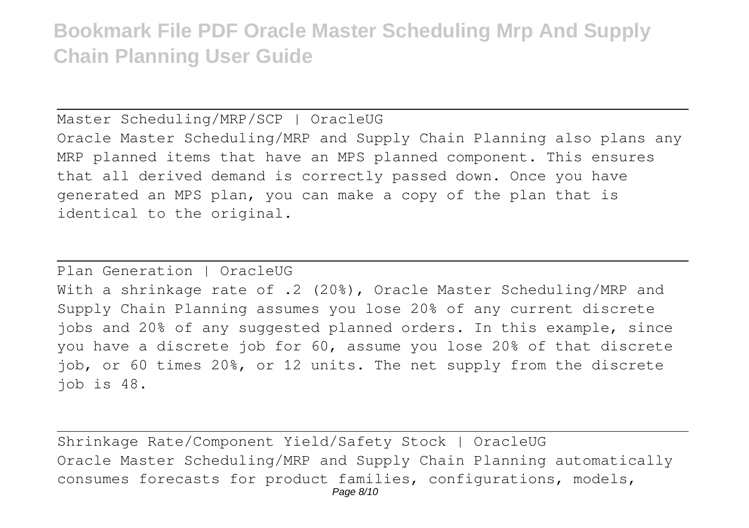Master Scheduling/MRP/SCP | OracleUG

Oracle Master Scheduling/MRP and Supply Chain Planning also plans any MRP planned items that have an MPS planned component. This ensures that all derived demand is correctly passed down. Once you have generated an MPS plan, you can make a copy of the plan that is identical to the original.

Plan Generation | OracleUG

With a shrinkage rate of .2 (20%), Oracle Master Scheduling/MRP and Supply Chain Planning assumes you lose 20% of any current discrete jobs and 20% of any suggested planned orders. In this example, since you have a discrete job for 60, assume you lose 20% of that discrete job, or 60 times 20%, or 12 units. The net supply from the discrete job is 48.

Shrinkage Rate/Component Yield/Safety Stock | OracleUG

Oracle Master Scheduling/MRP and Supply Chain Planning automatically consumes forecasts for product families, configurations, models,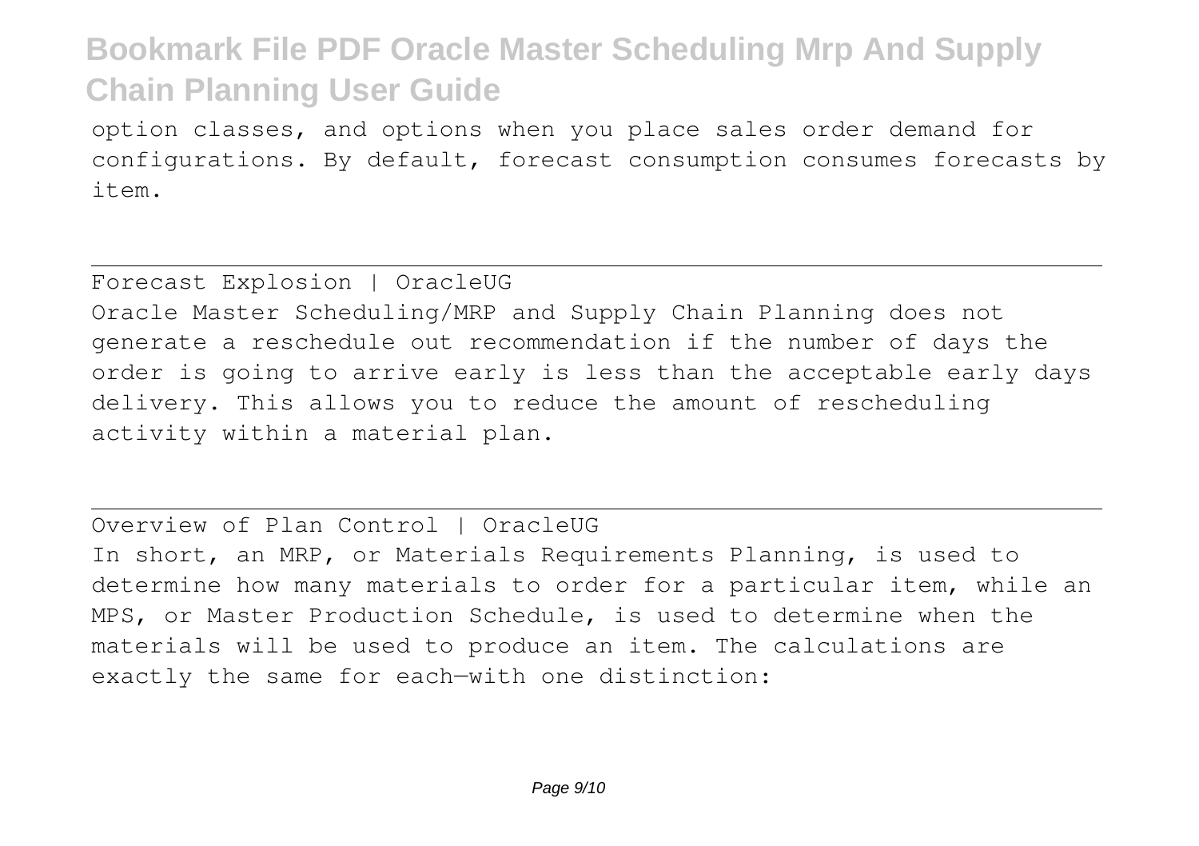option classes, and options when you place sales order demand for configurations. By default, forecast consumption consumes forecasts by item.

Forecast Explosion | OracleUG

Oracle Master Scheduling/MRP and Supply Chain Planning does not generate a reschedule out recommendation if the number of days the order is going to arrive early is less than the acceptable early days delivery. This allows you to reduce the amount of rescheduling activity within a material plan.

Overview of Plan Control | OracleUG

In short, an MRP, or Materials Requirements Planning, is used to determine how many materials to order for a particular item, while an MPS, or Master Production Schedule, is used to determine when the materials will be used to produce an item. The calculations are exactly the same for each—with one distinction: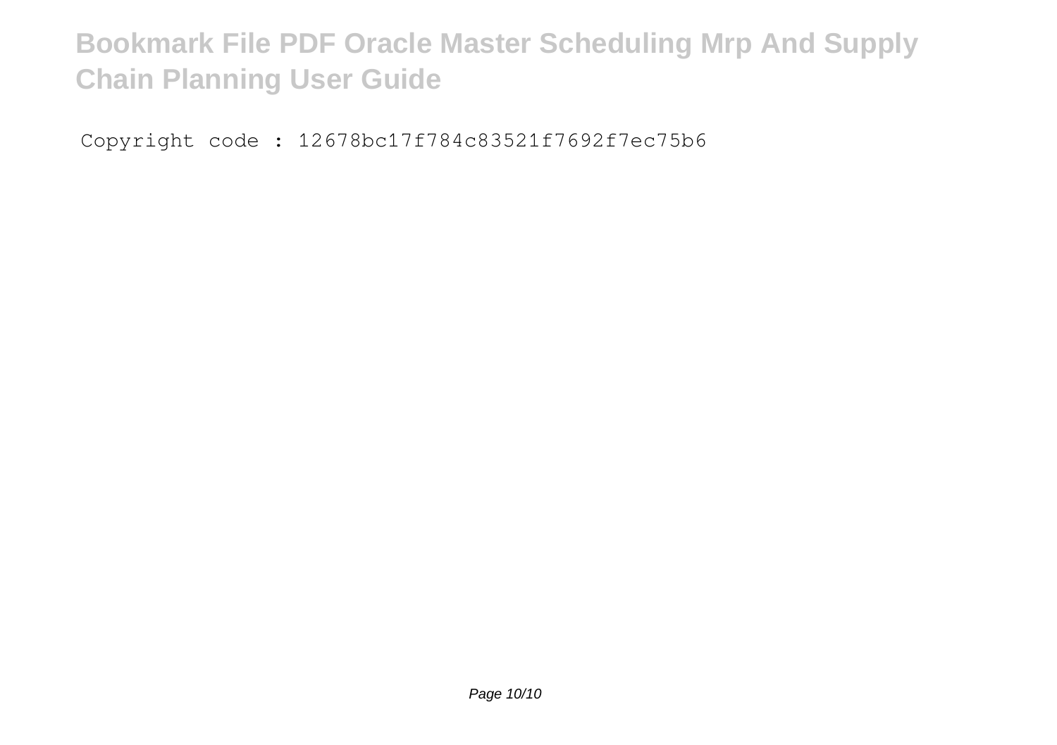Copyright code : 12678bc17f784c83521f7692f7ec75b6